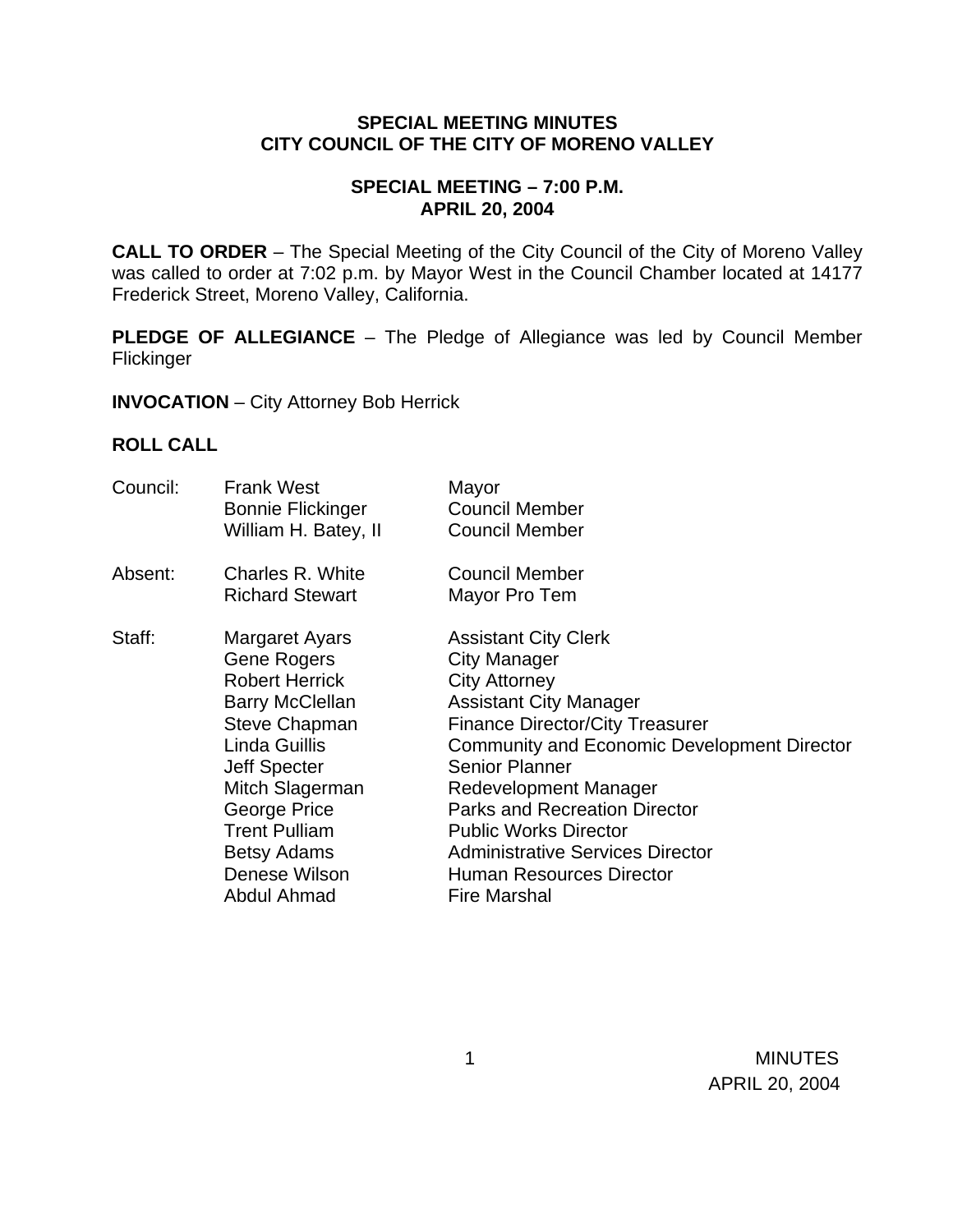**SPECIAL MEETING MINUTES**
**CITY COUNCIL OF THE CITY OF MORENO VALLEY**

**SPECIAL MEETING – 7:00 P.M.**
**APRIL 20, 2004**

**CALL TO ORDER** – The Special Meeting of the City Council of the City of Moreno Valley was called to order at 7:02 p.m. by Mayor West in the Council Chamber located at 14177 Frederick Street, Moreno Valley, California.

**PLEDGE OF ALLEGIANCE** – The Pledge of Allegiance was led by Council Member Flickinger

**INVOCATION** – City Attorney Bob Herrick

**ROLL CALL**

| | | |
|---|---|---|
| Council: | Frank West | Mayor |
| | Bonnie Flickinger | Council Member |
| | William H. Batey, II | Council Member |
| Absent: | Charles R. White | Council Member |
| | Richard Stewart | Mayor Pro Tem |
| Staff: | Margaret Ayars | Assistant City Clerk |
| | Gene Rogers | City Manager |
| | Robert Herrick | City Attorney |
| | Barry McClellan | Assistant City Manager |
| | Steve Chapman | Finance Director/City Treasurer |
| | Linda Guillis | Community and Economic Development Director |
| | Jeff Specter | Senior Planner |
| | Mitch Slagerman | Redevelopment Manager |
| | George Price | Parks and Recreation Director |
| | Trent Pulliam | Public Works Director |
| | Betsy Adams | Administrative Services Director |
| | Denese Wilson | Human Resources Director |
| | Abdul Ahmad | Fire Marshal |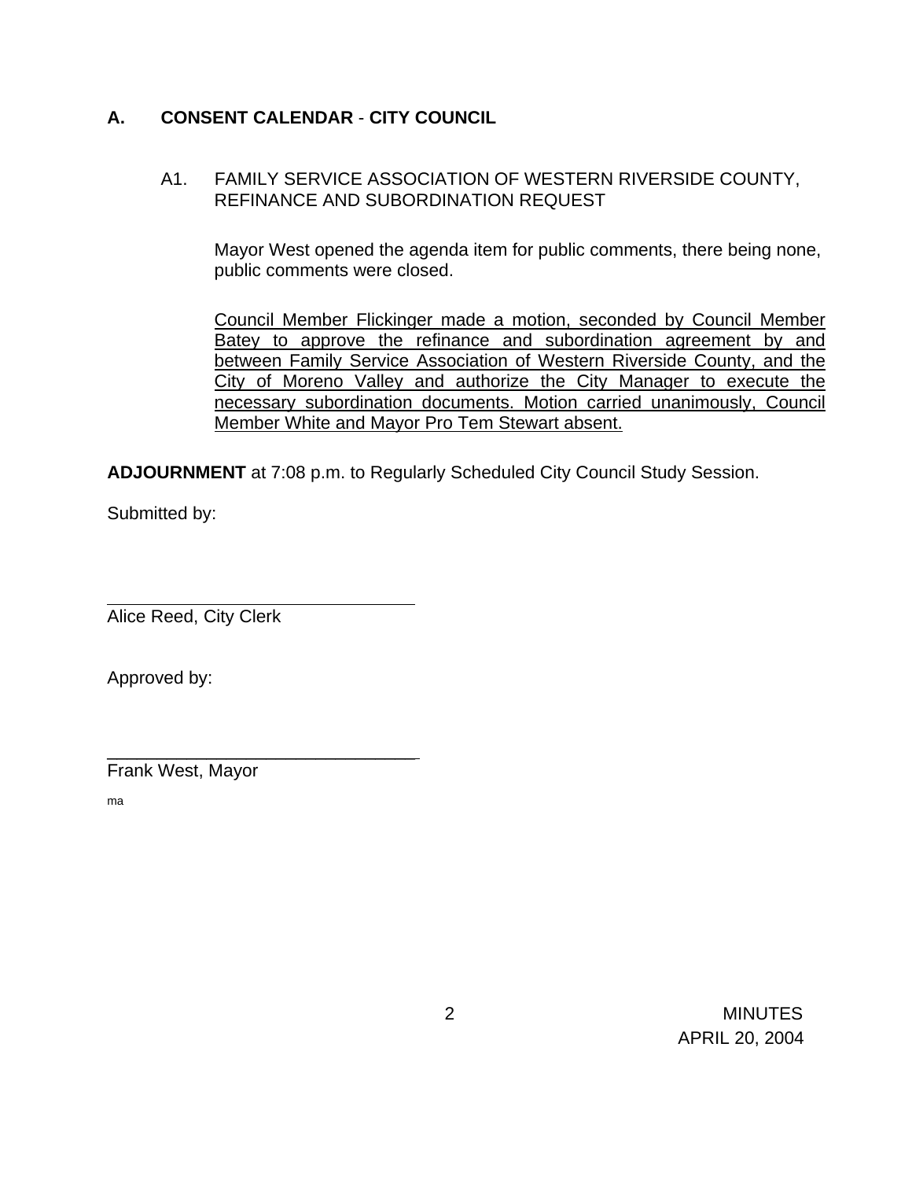## A. CONSENT CALENDAR - CITY COUNCIL

A1. FAMILY SERVICE ASSOCIATION OF WESTERN RIVERSIDE COUNTY, REFINANCE AND SUBORDINATION REQUEST

Mayor West opened the agenda item for public comments, there being none, public comments were closed.

Council Member Flickinger made a motion, seconded by Council Member Batey to approve the refinance and subordination agreement by and between Family Service Association of Western Riverside County, and the City of Moreno Valley and authorize the City Manager to execute the necessary subordination documents. Motion carried unanimously, Council Member White and Mayor Pro Tem Stewart absent.

**ADJOURNMENT** at 7:08 p.m. to Regularly Scheduled City Council Study Session.

Submitted by:

\_\_\_\_\_\_\_\_\_\_\_\_\_\_\_\_\_\_\_\_\_\_\_\_\_\_\_\_\_\_\_\_
Alice Reed, City Clerk

Approved by:

\_\_\_\_\_\_\_\_\_\_\_\_\_\_\_\_\_\_\_\_\_\_\_\_\_\_\_\_\_\_\_\_
Frank West, Mayor

ma